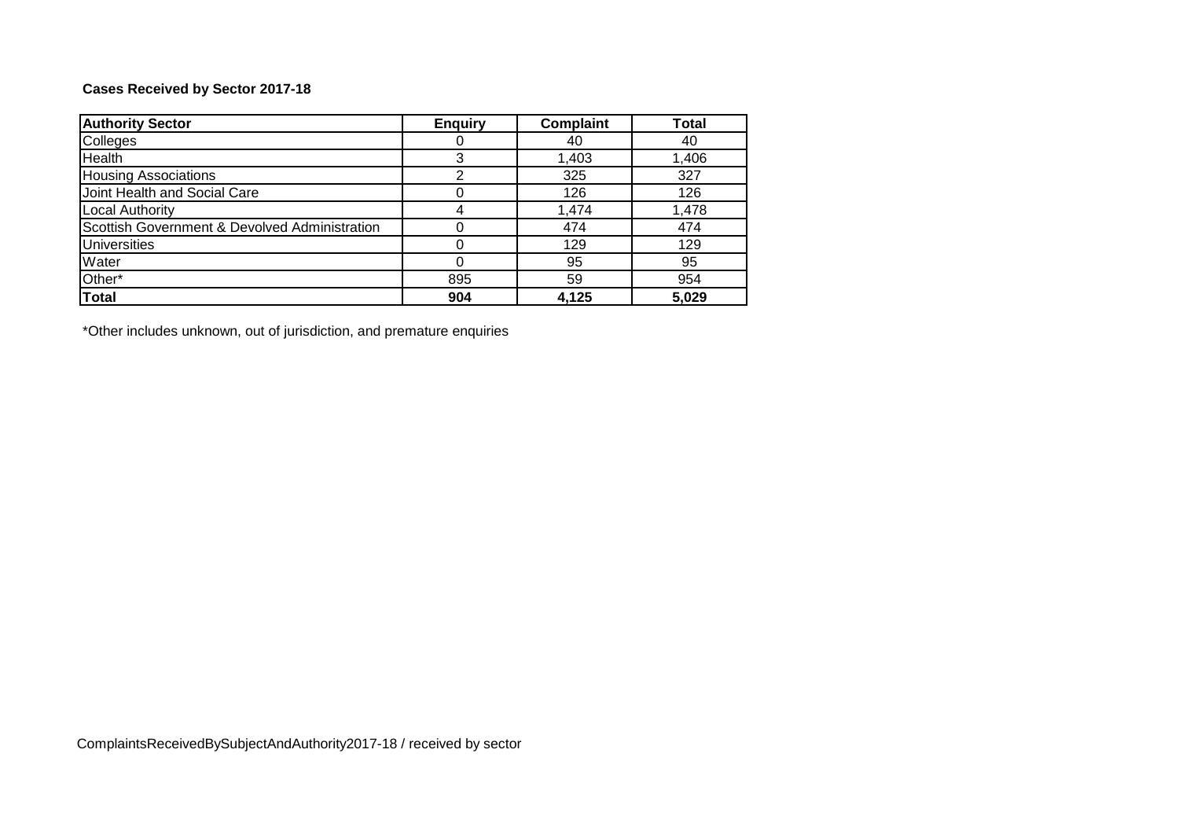**Cases Received by Sector 2017-18**

| Authority Sector | Enquiry | Complaint | Total |
|---|---|---|---|
| Colleges | 0 | 40 | 40 |
| Health | 3 | 1,403 | 1,406 |
| Housing Associations | 2 | 325 | 327 |
| Joint Health and Social Care | 0 | 126 | 126 |
| Local Authority | 4 | 1,474 | 1,478 |
| Scottish Government & Devolved Administration | 0 | 474 | 474 |
| Universities | 0 | 129 | 129 |
| Water | 0 | 95 | 95 |
| Other* | 895 | 59 | 954 |
| **Total** | **904** | **4,125** | **5,029** |

*Other includes unknown, out of jurisdiction, and premature enquiries

ComplaintsReceivedBySubjectAndAuthority2017-18 / received by sector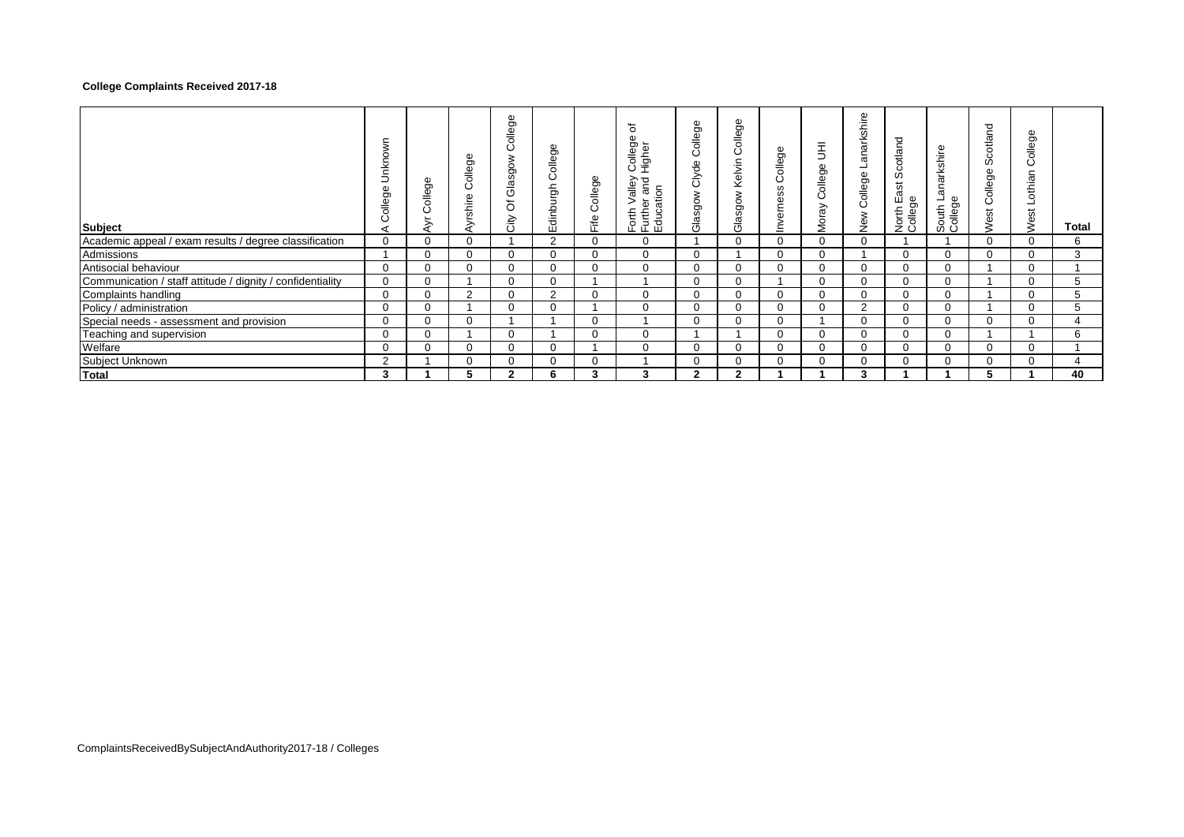**College Complaints Received 2017-18**

| Subject | A College Unknown | Ayr College | Ayrshire College | City Of Glasgow College | Edinburgh College | Fife College | Forth Valley College of Further and Higher Education | Glasgow Clyde College | Glasgow Kelvin College | Inverness College | Moray College UHI | New College Lanarkshire | North East Scotland College | South Lanarkshire College | West College Scotland | West Lothian College | Total |
|---|---|---|---|---|---|---|---|---|---|---|---|---|---|---|---|---|---|
| Academic appeal / exam results / degree classification | 0 | 0 | 0 | 1 | 2 | 0 | 0 | 1 | 0 | 0 | 0 | 0 | 1 | 1 | 0 | 0 | 6 |
| Admissions | 1 | 0 | 0 | 0 | 0 | 0 | 0 | 0 | 1 | 0 | 0 | 1 | 0 | 0 | 0 | 0 | 3 |
| Antisocial behaviour | 0 | 0 | 0 | 0 | 0 | 0 | 0 | 0 | 0 | 0 | 0 | 0 | 0 | 0 | 1 | 0 | 1 |
| Communication / staff attitude / dignity / confidentiality | 0 | 0 | 1 | 0 | 0 | 1 | 1 | 0 | 0 | 1 | 0 | 0 | 0 | 0 | 1 | 0 | 5 |
| Complaints handling | 0 | 0 | 2 | 0 | 2 | 0 | 0 | 0 | 0 | 0 | 0 | 0 | 0 | 0 | 1 | 0 | 5 |
| Policy / administration | 0 | 0 | 1 | 0 | 0 | 1 | 0 | 0 | 0 | 0 | 0 | 2 | 0 | 0 | 1 | 0 | 5 |
| Special needs - assessment and provision | 0 | 0 | 0 | 1 | 1 | 0 | 1 | 0 | 0 | 0 | 1 | 0 | 0 | 0 | 0 | 0 | 4 |
| Teaching and supervision | 0 | 0 | 1 | 0 | 1 | 0 | 0 | 1 | 1 | 0 | 0 | 0 | 0 | 0 | 1 | 1 | 6 |
| Welfare | 0 | 0 | 0 | 0 | 0 | 1 | 0 | 0 | 0 | 0 | 0 | 0 | 0 | 0 | 0 | 0 | 1 |
| Subject Unknown | 2 | 1 | 0 | 0 | 0 | 0 | 1 | 0 | 0 | 0 | 0 | 0 | 0 | 0 | 0 | 0 | 4 |
| **Total** | **3** | **1** | **5** | **2** | **6** | **3** | **3** | **2** | **2** | **1** | **1** | **3** | **1** | **1** | **5** | **1** | **40** |

ComplaintsReceivedBySubjectAndAuthority2017-18 / Colleges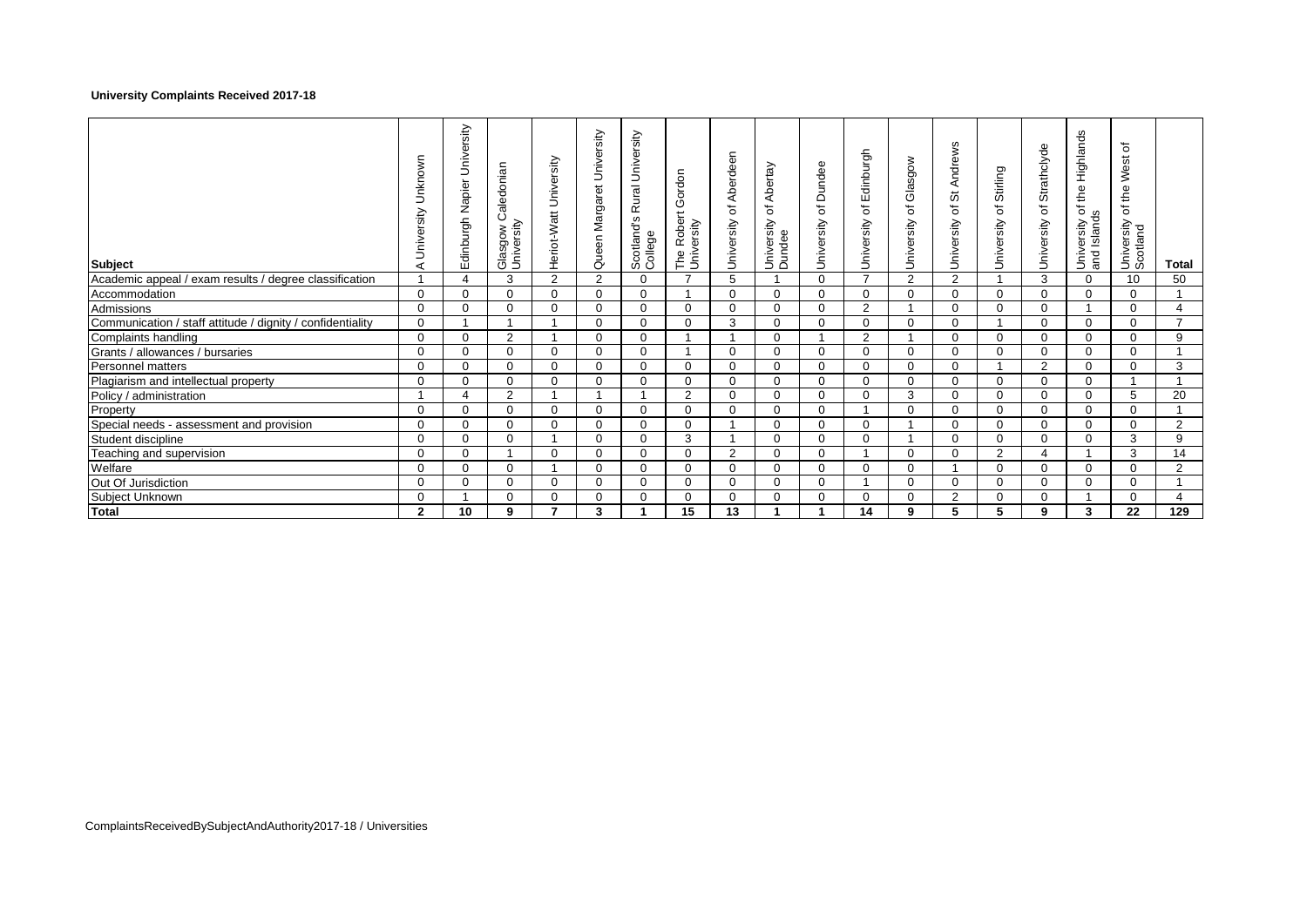**University Complaints Received 2017-18**

| Subject | A University Unknown | Edinburgh Napier University | Glasgow Caledonian University | Heriot-Watt University | Queen Margaret University | Scotland's Rural University College | The Robert Gordon University | University of Aberdeen | University of Abertay Dundee | University of Dundee | University of Edinburgh | University of Glasgow | University of St Andrews | University of Stirling | University of Strathclyde | University of the Highlands and Islands | University of the West of Scotland | Total |
|---|---|---|---|---|---|---|---|---|---|---|---|---|---|---|---|---|---|---|
| Academic appeal / exam results / degree classification | 1 | 4 | 3 | 2 | 2 | 0 | 7 | 5 | 1 | 0 | 7 | 2 | 2 | 1 | 3 | 0 | 10 | 50 |
| Accommodation | 0 | 0 | 0 | 0 | 0 | 0 | 1 | 0 | 0 | 0 | 0 | 0 | 0 | 0 | 0 | 0 | 0 | 1 |
| Admissions | 0 | 0 | 0 | 0 | 0 | 0 | 0 | 0 | 0 | 0 | 2 | 1 | 0 | 0 | 0 | 1 | 0 | 4 |
| Communication / staff attitude / dignity / confidentiality | 0 | 1 | 1 | 1 | 0 | 0 | 0 | 3 | 0 | 0 | 0 | 0 | 0 | 1 | 0 | 0 | 0 | 7 |
| Complaints handling | 0 | 0 | 2 | 1 | 0 | 0 | 1 | 1 | 0 | 1 | 2 | 1 | 0 | 0 | 0 | 0 | 0 | 9 |
| Grants / allowances / bursaries | 0 | 0 | 0 | 0 | 0 | 0 | 1 | 0 | 0 | 0 | 0 | 0 | 0 | 0 | 0 | 0 | 0 | 1 |
| Personnel matters | 0 | 0 | 0 | 0 | 0 | 0 | 0 | 0 | 0 | 0 | 0 | 0 | 0 | 1 | 2 | 0 | 0 | 3 |
| Plagiarism and intellectual property | 0 | 0 | 0 | 0 | 0 | 0 | 0 | 0 | 0 | 0 | 0 | 0 | 0 | 0 | 0 | 0 | 1 | 1 |
| Policy / administration | 1 | 4 | 2 | 1 | 1 | 1 | 2 | 0 | 0 | 0 | 0 | 3 | 0 | 0 | 0 | 0 | 5 | 20 |
| Property | 0 | 0 | 0 | 0 | 0 | 0 | 0 | 0 | 0 | 0 | 1 | 0 | 0 | 0 | 0 | 0 | 0 | 1 |
| Special needs - assessment and provision | 0 | 0 | 0 | 0 | 0 | 0 | 0 | 1 | 0 | 0 | 0 | 1 | 0 | 0 | 0 | 0 | 0 | 2 |
| Student discipline | 0 | 0 | 0 | 1 | 0 | 0 | 3 | 1 | 0 | 0 | 0 | 1 | 0 | 0 | 0 | 0 | 3 | 9 |
| Teaching and supervision | 0 | 0 | 1 | 0 | 0 | 0 | 0 | 2 | 0 | 0 | 1 | 0 | 0 | 2 | 4 | 1 | 3 | 14 |
| Welfare | 0 | 0 | 0 | 1 | 0 | 0 | 0 | 0 | 0 | 0 | 0 | 0 | 1 | 0 | 0 | 0 | 0 | 2 |
| Out Of Jurisdiction | 0 | 0 | 0 | 0 | 0 | 0 | 0 | 0 | 0 | 0 | 1 | 0 | 0 | 0 | 0 | 0 | 0 | 1 |
| Subject Unknown | 0 | 1 | 0 | 0 | 0 | 0 | 0 | 0 | 0 | 0 | 0 | 0 | 2 | 0 | 0 | 1 | 0 | 4 |
| **Total** | **2** | **10** | **9** | **7** | **3** | **1** | **15** | **13** | **1** | **1** | **14** | **9** | **5** | **5** | **9** | **3** | **22** | **129** |

ComplaintsReceivedBySubjectAndAuthority2017-18 / Universities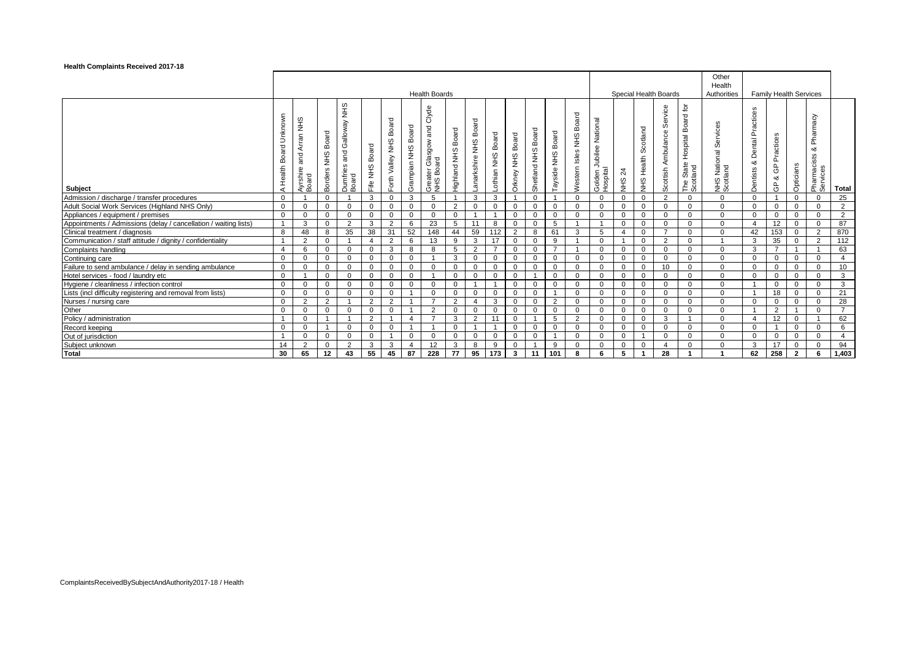**Health Complaints Received 2017-18**

| Subject | Health Boards | | | | | | | | | | | | | | | | Special Health Boards | | | | | Other Health Authorities | Family Health Services | | | | Total |
|---|---|---|---|---|---|---|---|---|---|---|---|---|---|---|---|---|---|---|---|---|---|---|---|---|---|---|---|
| | A Health Board Unknown | Ayrshire and Arran NHS Board | Borders NHS Board | Dumfries and Galloway NHS Board | Fife NHS Board | Forth Valley NHS Board | Grampian NHS Board | Greater Glasgow and Clyde NHS Board | Highland NHS Board | Lanarkshire NHS Board | Lothian NHS Board | Orkney NHS Board | Shetland NHS Board | Tayside NHS Board | Western Isles NHS Board | Golden Jubilee National Hospital | NHS 24 | NHS Health Scotland | Scottish Ambulance Service | The State Hospital Board for Scotland | NHS National Services Scotland | Dentists & Dental Practices | GP & GP Practices | Opticians | Pharmacists & Pharmacy Services | |
| Admission / discharge / transfer procedures | 0 | 1 | 0 | 1 | 3 | 0 | 3 | 5 | 1 | 3 | 3 | 1 | 0 | 1 | 0 | 0 | 0 | 0 | 2 | 0 | 0 | 0 | 1 | 0 | 0 | 25 |
| Adult Social Work Services (Highland NHS Only) | 0 | 0 | 0 | 0 | 0 | 0 | 0 | 0 | 2 | 0 | 0 | 0 | 0 | 0 | 0 | 0 | 0 | 0 | 0 | 0 | 0 | 0 | 0 | 0 | 0 | 2 |
| Appliances / equipment / premises | 0 | 0 | 0 | 0 | 0 | 0 | 0 | 0 | 0 | 1 | 1 | 0 | 0 | 0 | 0 | 0 | 0 | 0 | 0 | 0 | 0 | 0 | 0 | 0 | 0 | 2 |
| Appointments / Admissions (delay / cancellation / waiting lists) | 1 | 3 | 0 | 2 | 3 | 2 | 6 | 23 | 5 | 11 | 8 | 0 | 0 | 5 | 1 | 1 | 0 | 0 | 0 | 0 | 0 | 4 | 12 | 0 | 0 | 87 |
| Clinical treatment / diagnosis | 8 | 48 | 8 | 35 | 38 | 31 | 52 | 148 | 44 | 59 | 112 | 2 | 8 | 61 | 3 | 5 | 4 | 0 | 7 | 0 | 0 | 42 | 153 | 0 | 2 | 870 |
| Communication / staff attitude / dignity / confidentiality | 1 | 2 | 0 | 1 | 4 | 2 | 6 | 13 | 9 | 3 | 17 | 0 | 0 | 9 | 1 | 0 | 1 | 0 | 2 | 0 | 1 | 3 | 35 | 0 | 2 | 112 |
| Complaints handling | 4 | 6 | 0 | 0 | 0 | 3 | 8 | 8 | 5 | 2 | 7 | 0 | 0 | 7 | 1 | 0 | 0 | 0 | 0 | 0 | 0 | 3 | 7 | 1 | 1 | 63 |
| Continuing care | 0 | 0 | 0 | 0 | 0 | 0 | 0 | 1 | 3 | 0 | 0 | 0 | 0 | 0 | 0 | 0 | 0 | 0 | 0 | 0 | 0 | 0 | 0 | 0 | 0 | 4 |
| Failure to send ambulance / delay in sending ambulance | 0 | 0 | 0 | 0 | 0 | 0 | 0 | 0 | 0 | 0 | 0 | 0 | 0 | 0 | 0 | 0 | 0 | 0 | 10 | 0 | 0 | 0 | 0 | 0 | 0 | 10 |
| Hotel services - food / laundry etc | 0 | 1 | 0 | 0 | 0 | 0 | 0 | 1 | 0 | 0 | 0 | 0 | 1 | 0 | 0 | 0 | 0 | 0 | 0 | 0 | 0 | 0 | 0 | 0 | 0 | 3 |
| Hygiene / cleanliness / infection control | 0 | 0 | 0 | 0 | 0 | 0 | 0 | 0 | 0 | 1 | 1 | 0 | 0 | 0 | 0 | 0 | 0 | 0 | 0 | 0 | 0 | 1 | 0 | 0 | 0 | 3 |
| Lists (incl difficulty registering and removal from lists) | 0 | 0 | 0 | 0 | 0 | 0 | 1 | 0 | 0 | 0 | 0 | 0 | 0 | 1 | 0 | 0 | 0 | 0 | 0 | 0 | 0 | 1 | 18 | 0 | 0 | 21 |
| Nurses / nursing care | 0 | 2 | 2 | 1 | 2 | 2 | 1 | 7 | 2 | 4 | 3 | 0 | 0 | 2 | 0 | 0 | 0 | 0 | 0 | 0 | 0 | 0 | 0 | 0 | 0 | 28 |
| Other | 0 | 0 | 0 | 0 | 0 | 0 | 1 | 2 | 0 | 0 | 0 | 0 | 0 | 0 | 0 | 0 | 0 | 0 | 0 | 0 | 0 | 1 | 2 | 1 | 0 | 7 |
| Policy / administration | 1 | 0 | 1 | 1 | 2 | 1 | 4 | 7 | 3 | 2 | 11 | 0 | 1 | 5 | 2 | 0 | 0 | 0 | 3 | 1 | 0 | 4 | 12 | 0 | 1 | 62 |
| Record keeping | 0 | 0 | 1 | 0 | 0 | 0 | 1 | 1 | 0 | 1 | 1 | 0 | 0 | 0 | 0 | 0 | 0 | 0 | 0 | 0 | 0 | 0 | 1 | 0 | 0 | 6 |
| Out of jurisdiction | 1 | 0 | 0 | 0 | 0 | 1 | 0 | 0 | 0 | 0 | 0 | 0 | 0 | 1 | 0 | 0 | 0 | 1 | 0 | 0 | 0 | 0 | 0 | 0 | 0 | 4 |
| Subject unknown | 14 | 2 | 0 | 2 | 3 | 3 | 4 | 12 | 3 | 8 | 9 | 0 | 1 | 9 | 0 | 0 | 0 | 0 | 4 | 0 | 0 | 3 | 17 | 0 | 0 | 94 |
| **Total** | **30** | **65** | **12** | **43** | **55** | **45** | **87** | **228** | **77** | **95** | **173** | **3** | **11** | **101** | **8** | **6** | **5** | **1** | **28** | **1** | **1** | **62** | **258** | **2** | **6** | **1,403** |

ComplaintsReceivedBySubjectAndAuthority2017-18 / Health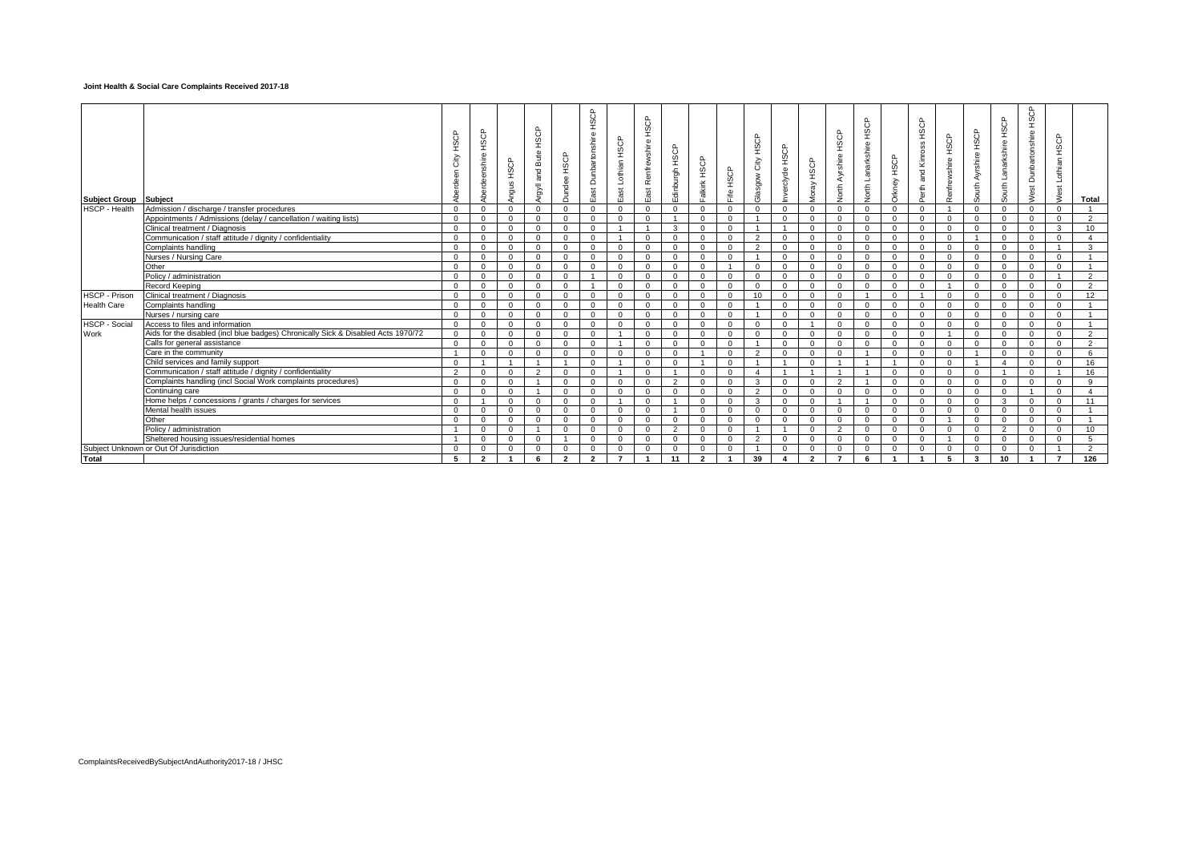**Joint Health & Social Care Complaints Received 2017-18**

| Subject Group | Subject | Aberdeen City HSCP | Aberdeenshire HSCP | Angus HSCP | Argyll and Bute HSCP | Dundee HSCP | East Dunbartonshire HSCP | East Lothian HSCP | East Renfrewshire HSCP | Edinburgh HSCP | Falkirk HSCP | Fife HSCP | Glasgow City HSCP | Inverclyde HSCP | Moray HSCP | North Ayrshire HSCP | North Lanarkshire HSCP | Orkney HSCP | Perth and Kinross HSCP | Renfrewshire HSCP | South Ayrshire HSCP | South Lanarkshire HSCP | West Dunbartonshire HSCP | West Lothian HSCP | Total |
|---|---|---|---|---|---|---|---|---|---|---|---|---|---|---|---|---|---|---|---|---|---|---|---|---|---|
| HSCP - Health | Admission / discharge / transfer procedures | 0 | 0 | 0 | 0 | 0 | 0 | 0 | 0 | 0 | 0 | 0 | 0 | 0 | 0 | 0 | 0 | 0 | 0 | 1 | 0 | 0 | 0 | 0 | 1 |
| | Appointments / Admissions (delay / cancellation / waiting lists) | 0 | 0 | 0 | 0 | 0 | 0 | 0 | 0 | 1 | 0 | 0 | 1 | 0 | 0 | 0 | 0 | 0 | 0 | 0 | 0 | 0 | 0 | 0 | 2 |
| | Clinical treatment / Diagnosis | 0 | 0 | 0 | 0 | 0 | 0 | 1 | 1 | 3 | 0 | 0 | 1 | 1 | 0 | 0 | 0 | 0 | 0 | 0 | 0 | 0 | 0 | 3 | 10 |
| | Communication / staff attitude / dignity / confidentiality | 0 | 0 | 0 | 0 | 0 | 0 | 1 | 0 | 0 | 0 | 0 | 2 | 0 | 0 | 0 | 0 | 0 | 0 | 0 | 1 | 0 | 0 | 0 | 4 |
| | Complaints handling | 0 | 0 | 0 | 0 | 0 | 0 | 0 | 0 | 0 | 0 | 0 | 2 | 0 | 0 | 0 | 0 | 0 | 0 | 0 | 0 | 0 | 0 | 1 | 3 |
| | Nurses / Nursing Care | 0 | 0 | 0 | 0 | 0 | 0 | 0 | 0 | 0 | 0 | 0 | 1 | 0 | 0 | 0 | 0 | 0 | 0 | 0 | 0 | 0 | 0 | 0 | 1 |
| | Other | 0 | 0 | 0 | 0 | 0 | 0 | 0 | 0 | 0 | 0 | 1 | 0 | 0 | 0 | 0 | 0 | 0 | 0 | 0 | 0 | 0 | 0 | 0 | 1 |
| | Policy / administration | 0 | 0 | 0 | 0 | 0 | 1 | 0 | 0 | 0 | 0 | 0 | 0 | 0 | 0 | 0 | 0 | 0 | 0 | 0 | 0 | 0 | 0 | 1 | 2 |
| | Record Keeping | 0 | 0 | 0 | 0 | 0 | 1 | 0 | 0 | 0 | 0 | 0 | 0 | 0 | 0 | 0 | 0 | 0 | 0 | 1 | 0 | 0 | 0 | 0 | 2 |
| HSCP - Prison Health Care | Clinical treatment / Diagnosis | 0 | 0 | 0 | 0 | 0 | 0 | 0 | 0 | 0 | 0 | 0 | 10 | 0 | 0 | 0 | 1 | 0 | 1 | 0 | 0 | 0 | 0 | 0 | 12 |
| | Complaints handling | 0 | 0 | 0 | 0 | 0 | 0 | 0 | 0 | 0 | 0 | 0 | 1 | 0 | 0 | 0 | 0 | 0 | 0 | 0 | 0 | 0 | 0 | 0 | 1 |
| | Nurses / nursing care | 0 | 0 | 0 | 0 | 0 | 0 | 0 | 0 | 0 | 0 | 0 | 1 | 0 | 0 | 0 | 0 | 0 | 0 | 0 | 0 | 0 | 0 | 0 | 1 |
| HSCP - Social Work | Access to files and information | 0 | 0 | 0 | 0 | 0 | 0 | 0 | 0 | 0 | 0 | 0 | 0 | 0 | 1 | 0 | 0 | 0 | 0 | 0 | 0 | 0 | 0 | 0 | 1 |
| | Aids for the disabled (incl blue badges) Chronically Sick & Disabled Acts 1970/72 | 0 | 0 | 0 | 0 | 0 | 0 | 1 | 0 | 0 | 0 | 0 | 0 | 0 | 0 | 0 | 0 | 0 | 0 | 1 | 0 | 0 | 0 | 0 | 2 |
| | Calls for general assistance | 0 | 0 | 0 | 0 | 0 | 0 | 1 | 0 | 0 | 0 | 0 | 1 | 0 | 0 | 0 | 0 | 0 | 0 | 0 | 0 | 0 | 0 | 0 | 2 |
| | Care in the community | 1 | 0 | 0 | 0 | 0 | 0 | 0 | 0 | 0 | 1 | 0 | 2 | 0 | 0 | 0 | 1 | 0 | 0 | 0 | 1 | 0 | 0 | 0 | 6 |
| | Child services and family support | 0 | 1 | 1 | 1 | 1 | 0 | 1 | 0 | 0 | 1 | 0 | 1 | 1 | 0 | 1 | 1 | 1 | 0 | 0 | 1 | 4 | 0 | 0 | 16 |
| | Communication / staff attitude / dignity / confidentiality | 2 | 0 | 0 | 2 | 0 | 0 | 1 | 0 | 1 | 0 | 0 | 4 | 1 | 1 | 1 | 1 | 0 | 0 | 0 | 0 | 1 | 0 | 1 | 16 |
| | Complaints handling (incl Social Work complaints procedures) | 0 | 0 | 0 | 1 | 0 | 0 | 0 | 0 | 2 | 0 | 0 | 3 | 0 | 0 | 2 | 1 | 0 | 0 | 0 | 0 | 0 | 0 | 0 | 9 |
| | Continuing care | 0 | 0 | 0 | 1 | 0 | 0 | 0 | 0 | 0 | 0 | 0 | 2 | 0 | 0 | 0 | 0 | 0 | 0 | 0 | 0 | 0 | 1 | 0 | 4 |
| | Home helps / concessions / grants / charges for services | 0 | 1 | 0 | 0 | 0 | 0 | 1 | 0 | 1 | 0 | 0 | 3 | 0 | 0 | 1 | 1 | 0 | 0 | 0 | 0 | 3 | 0 | 0 | 11 |
| | Mental health issues | 0 | 0 | 0 | 0 | 0 | 0 | 0 | 0 | 1 | 0 | 0 | 0 | 0 | 0 | 0 | 0 | 0 | 0 | 0 | 0 | 0 | 0 | 0 | 1 |
| | Other | 0 | 0 | 0 | 0 | 0 | 0 | 0 | 0 | 0 | 0 | 0 | 0 | 0 | 0 | 0 | 0 | 0 | 0 | 1 | 0 | 0 | 0 | 0 | 1 |
| | Policy / administration | 1 | 0 | 0 | 1 | 0 | 0 | 0 | 0 | 2 | 0 | 0 | 1 | 1 | 0 | 2 | 0 | 0 | 0 | 0 | 0 | 2 | 0 | 0 | 10 |
| | Sheltered housing issues/residential homes | 1 | 0 | 0 | 0 | 1 | 0 | 0 | 0 | 0 | 0 | 0 | 2 | 0 | 0 | 0 | 0 | 0 | 0 | 1 | 0 | 0 | 0 | 0 | 5 |
| Subject Unknown or Out Of Jurisdiction | | 0 | 0 | 0 | 0 | 0 | 0 | 0 | 0 | 0 | 0 | 0 | 1 | 0 | 0 | 0 | 0 | 0 | 0 | 0 | 0 | 0 | 0 | 1 | 2 |
| **Total** | | **5** | **2** | **1** | **6** | **2** | **2** | **7** | **1** | **11** | **2** | **1** | **39** | **4** | **2** | **7** | **6** | **1** | **1** | **5** | **3** | **10** | **1** | **7** | **126** |

ComplaintsReceivedBySubjectAndAuthority2017-18 / JHSC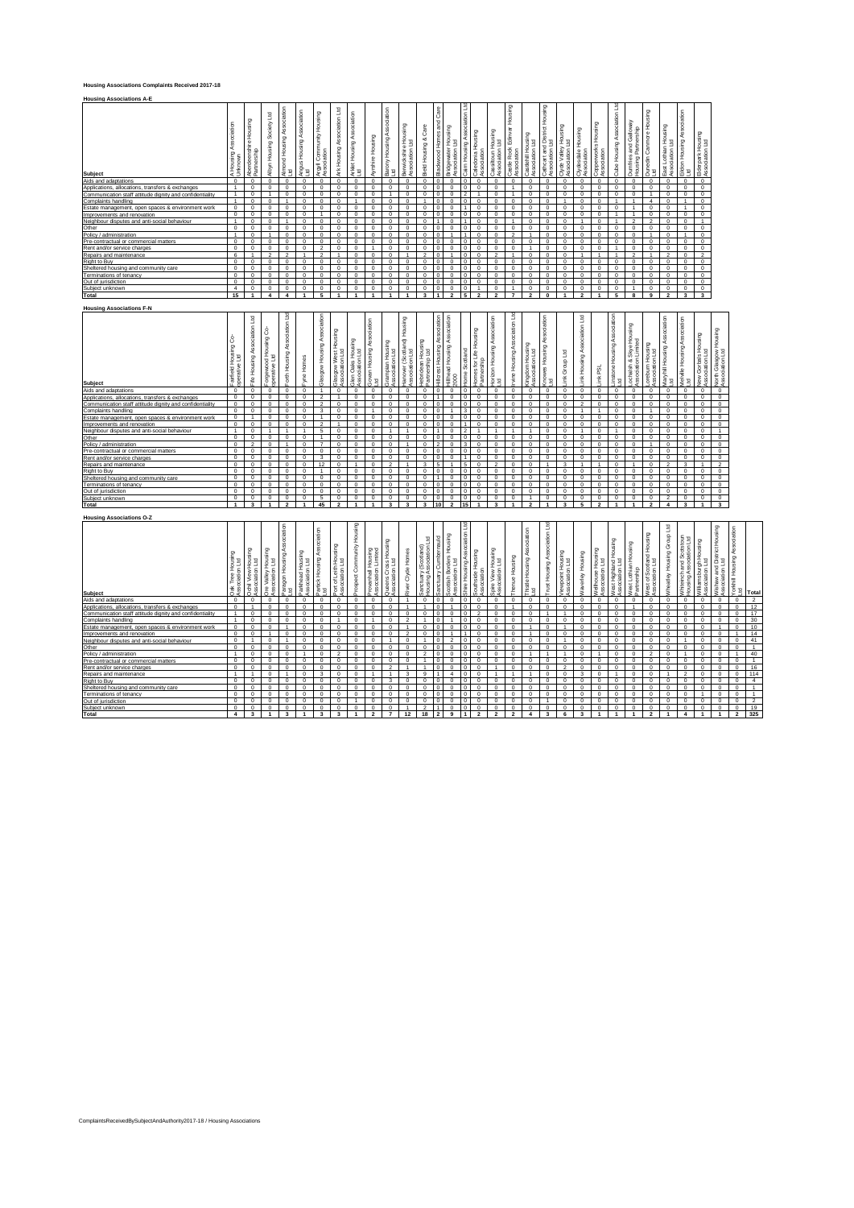# Housing Associations Complaints Received 2017-18

## Housing Associations A-E

| Subject | A housing Association Unknown | Aberdeenshire Housing Partnership | Albyn Housing Society Ltd | Almond Housing Association Ltd | Angus Housing Association Ltd | Argyll Community Housing Association | Ark Housing Association Ltd | Arklet Housing Association Ltd | Ayrshire Housing | Barony Housing Association Ltd | Berwickshire Housing Association Ltd | Bield Housing & Care | Blackwood Homes and Care | Bridgewater Housing Association Ltd | Cairn Housing Association Ltd | Caledonia Housing Association | Cassiltoun Housing Association Ltd | Castle Rock Edinvar Housing Association | Castlehill Housing Association Ltd | Cathcart and District Housing Association Ltd | Clyde Valley Housing Association Ltd | Clydesdale Housing Association | Copperworks Housing Association | Cube Housing Association Ltd | Dumfries and Galloway Housing Partnership | Dunedin Canmore Housing Ltd | East Lothian Housing Association Ltd | Eildon Housing Association | Elderpark Housing Association Ltd |
|---|---|---|---|---|---|---|---|---|---|---|---|---|---|---|---|---|---|---|---|---|---|---|---|---|---|---|---|---|---|
| Aids and adaptations | 0 | 0 | 0 | 0 | 0 | 0 | 0 | 0 | 0 | 0 | 0 | 0 | 0 | 0 | 0 | 0 | 0 | 0 | 0 | 0 | 0 | 0 | 0 | 0 | 0 | 0 | 0 | 0 | 0 |
| Applications, allocations, transfers & exchanges | 1 | 0 | 0 | 0 | 0 | 0 | 0 | 0 | 0 | 0 | 0 | 0 | 0 | 0 | 0 | 0 | 0 | 1 | 0 | 0 | 0 | 0 | 0 | 0 | 0 | 0 | 0 | 0 | 0 |
| Communication staff attitude dignity and confidentiality | 1 | 0 | 1 | 0 | 0 | 0 | 0 | 0 | 0 | 1 | 0 | 0 | 0 | 0 | 2 | 1 | 0 | 1 | 0 | 0 | 0 | 0 | 0 | 0 | 0 | 1 | 0 | 0 | 0 |
| Complaints handling | 1 | 0 | 0 | 1 | 0 | 0 | 0 | 1 | 0 | 0 | 0 | 1 | 0 | 0 | 0 | 0 | 0 | 0 | 0 | 0 | 1 | 0 | 0 | 1 | 1 | 4 | 0 | 1 | 0 |
| Estate management, open spaces & environment work | 0 | 0 | 0 | 0 | 0 | 0 | 0 | 0 | 0 | 0 | 0 | 0 | 0 | 0 | 1 | 0 | 0 | 0 | 0 | 0 | 0 | 0 | 0 | 0 | 1 | 0 | 0 | 1 | 0 |
| Improvements and renovation | 0 | 0 | 0 | 0 | 0 | 1 | 0 | 0 | 0 | 0 | 0 | 0 | 0 | 0 | 0 | 0 | 0 | 0 | 0 | 0 | 0 | 0 | 0 | 1 | 1 | 0 | 0 | 0 | 0 |
| Neighbour disputes and anti-social behaviour | 1 | 0 | 0 | 1 | 0 | 0 | 0 | 0 | 0 | 0 | 0 | 0 | 1 | 0 | 1 | 0 | 0 | 1 | 0 | 0 | 0 | 1 | 0 | 1 | 2 | 2 | 0 | 0 | 1 |
| Other | 0 | 0 | 0 | 0 | 0 | 0 | 0 | 0 | 0 | 0 | 0 | 0 | 0 | 0 | 0 | 0 | 0 | 0 | 0 | 0 | 0 | 0 | 0 | 0 | 0 | 0 | 0 | 0 | 0 |
| Policy / administration | 1 | 0 | 1 | 0 | 0 | 0 | 0 | 0 | 0 | 0 | 0 | 0 | 0 | 1 | 1 | 0 | 0 | 2 | 1 | 0 | 0 | 0 | 0 | 0 | 0 | 1 | 0 | 1 | 0 |
| Pre-contractual or commercial matters | 0 | 0 | 0 | 0 | 0 | 0 | 0 | 0 | 0 | 0 | 0 | 0 | 0 | 0 | 0 | 0 | 0 | 0 | 0 | 0 | 0 | 0 | 0 | 0 | 0 | 0 | 0 | 0 | 0 |
| Rent and/or service charges | 0 | 0 | 0 | 0 | 0 | 2 | 0 | 0 | 1 | 0 | 0 | 0 | 0 | 0 | 0 | 0 | 0 | 0 | 1 | 0 | 0 | 0 | 0 | 1 | 0 | 0 | 0 | 0 | 0 |
| Repairs and maintenance | 6 | 1 | 2 | 2 | 1 | 2 | 1 | 0 | 0 | 0 | 1 | 2 | 0 | 1 | 0 | 0 | 2 | 1 | 0 | 0 | 0 | 1 | 1 | 1 | 2 | 1 | 2 | 0 | 2 |
| Right to Buy | 0 | 0 | 0 | 0 | 0 | 0 | 0 | 0 | 0 | 0 | 0 | 0 | 0 | 0 | 0 | 0 | 0 | 0 | 0 | 0 | 0 | 0 | 0 | 0 | 0 | 0 | 0 | 0 | 0 |
| Sheltered housing and community care | 0 | 0 | 0 | 0 | 0 | 0 | 0 | 0 | 0 | 0 | 0 | 0 | 0 | 0 | 0 | 0 | 0 | 0 | 0 | 0 | 0 | 0 | 0 | 0 | 0 | 0 | 0 | 0 | 0 |
| Terminations of tenancy | 0 | 0 | 0 | 0 | 0 | 0 | 0 | 0 | 0 | 0 | 0 | 0 | 0 | 0 | 0 | 0 | 0 | 0 | 0 | 0 | 0 | 0 | 0 | 0 | 0 | 0 | 0 | 0 | 0 |
| Out of jurisdiction | 0 | 0 | 0 | 0 | 0 | 0 | 0 | 0 | 0 | 0 | 0 | 0 | 0 | 0 | 0 | 0 | 0 | 0 | 0 | 0 | 0 | 0 | 0 | 0 | 0 | 0 | 0 | 0 | 0 |
| Subject unknown | 4 | 0 | 0 | 0 | 0 | 0 | 0 | 0 | 0 | 0 | 0 | 0 | 0 | 0 | 0 | 1 | 0 | 1 | 0 | 0 | 0 | 0 | 0 | 0 | 1 | 0 | 0 | 0 | 0 |
| **Total** | **15** | **1** | **4** | **4** | **1** | **5** | **1** | **1** | **1** | **1** | **1** | **3** | **1** | **2** | **5** | **2** | **2** | **7** | **2** | **0** | **1** | **2** | **1** | **5** | **8** | **9** | **2** | **3** | **3** |

## Housing Associations F-N

| Subject | Fairfield Housing Co-operative Ltd | Fife Housing Association Ltd | Forgewood Housing Co-operative Ltd | Forth Housing Association Ltd | Fyne Homes | Glasgow Housing Association | Glasgow West Housing Association Ltd | Glen Oaks Housing Association Ltd | Govan Housing Association Ltd | Grampian Housing Association Ltd | Hanover (Scotland) Housing Association Ltd | Hebridean Housing Partnership Ltd | Hillcrest Housing Association | Hillhead Housing Association 2000 | Home Scotland | Homes for Life Housing Partnership | Horizon Housing Association Ltd | Irvine Housing Association Ltd | Kingdom Housing Association Ltd | Knowes Housing Association Ltd | Link Group Ltd | Link Housing Association Ltd | Link RSL | Linstone Housing Association Ltd | Lochalsh & Skye Housing Association Limited | Loreburn Housing Association Ltd | Maryhill Housing Association Ltd | Melville Housing Association | New Gorbals Housing Association | North Glasgow Housing Association Ltd |
|---|---|---|---|---|---|---|---|---|---|---|---|---|---|---|---|---|---|---|---|---|---|---|---|---|---|---|---|---|---|---|
| Aids and adaptations | 0 | 0 | 0 | 0 | 0 | 1 | 0 | 0 | 0 | 0 | 0 | 0 | 0 | 0 | 0 | 0 | 0 | 0 | 0 | 0 | 0 | 0 | 0 | 0 | 0 | 0 | 0 | 0 | 0 | 0 |
| Applications, allocations, transfers & exchanges | 0 | 0 | 0 | 0 | 0 | 2 | 1 | 0 | 0 | 0 | 0 | 0 | 1 | 0 | 0 | 0 | 0 | 0 | 0 | 0 | 0 | 0 | 0 | 0 | 0 | 0 | 0 | 0 | 0 | 0 |
| Communication staff attitude dignity and confidentiality | 0 | 0 | 0 | 0 | 0 | 2 | 0 | 0 | 0 | 0 | 0 | 0 | 0 | 0 | 0 | 0 | 0 | 0 | 0 | 0 | 0 | 2 | 0 | 0 | 0 | 0 | 0 | 0 | 0 | 0 |
| Complaints handling | 0 | 0 | 0 | 0 | 0 | 3 | 0 | 1 | 1 | 0 | 0 | 0 | 1 | 0 | 3 | 0 | 0 | 0 | 0 | 0 | 0 | 1 | 1 | 0 | 0 | 1 | 0 | 0 | 0 | 0 |
| Estate management, open spaces & environment work | 0 | 1 | 0 | 0 | 0 | 1 | 0 | 0 | 0 | 0 | 0 | 0 | 0 | 0 | 0 | 0 | 0 | 0 | 0 | 0 | 0 | 0 | 0 | 0 | 0 | 0 | 0 | 0 | 0 | 0 |
| Improvements and renovation | 0 | 0 | 0 | 0 | 0 | 2 | 1 | 0 | 0 | 0 | 0 | 0 | 0 | 0 | 1 | 0 | 0 | 0 | 0 | 0 | 0 | 0 | 0 | 0 | 0 | 0 | 0 | 0 | 0 | 0 |
| Neighbour disputes and anti-social behaviour | 1 | 0 | 1 | 1 | 1 | 5 | 0 | 0 | 0 | 1 | 1 | 0 | 0 | 1 | 2 | 1 | 1 | 1 | 1 | 0 | 0 | 1 | 0 | 1 | 0 | 0 | 0 | 0 | 0 | 1 |
| Other | 0 | 0 | 0 | 0 | 0 | 1 | 0 | 0 | 0 | 0 | 0 | 0 | 0 | 0 | 0 | 0 | 0 | 0 | 0 | 0 | 0 | 0 | 0 | 0 | 0 | 0 | 0 | 0 | 0 | 0 |
| Policy / administration | 0 | 2 | 0 | 1 | 0 | 7 | 0 | 0 | 0 | 0 | 1 | 0 | 2 | 0 | 3 | 0 | 0 | 0 | 0 | 0 | 0 | 0 | 0 | 0 | 0 | 1 | 0 | 0 | 0 | 0 |
| Pre-contractual or commercial matters | 0 | 0 | 0 | 0 | 0 | 0 | 0 | 0 | 0 | 0 | 0 | 0 | 0 | 0 | 0 | 0 | 0 | 0 | 0 | 0 | 0 | 0 | 0 | 0 | 0 | 0 | 0 | 0 | 0 | 0 |
| Rent and/or service charges | 0 | 0 | 0 | 0 | 0 | 3 | 0 | 0 | 0 | 0 | 0 | 0 | 0 | 0 | 1 | 0 | 0 | 0 | 0 | 0 | 0 | 0 | 0 | 0 | 0 | 0 | 0 | 0 | 0 | 0 |
| Repairs and maintenance | 0 | 0 | 0 | 0 | 0 | 12 | 0 | 0 | 0 | 2 | 1 | 3 | 5 | 1 | 5 | 0 | 2 | 0 | 0 | 1 | 3 | 1 | 1 | 0 | 1 | 0 | 2 | 3 | 1 | 2 |
| Right to Buy | 0 | 0 | 0 | 0 | 0 | 1 | 0 | 0 | 0 | 0 | 0 | 0 | 0 | 0 | 0 | 0 | 0 | 0 | 0 | 0 | 0 | 0 | 0 | 0 | 0 | 0 | 0 | 0 | 0 | 0 |
| Sheltered housing and community care | 0 | 0 | 0 | 0 | 0 | 0 | 0 | 0 | 0 | 0 | 0 | 0 | 1 | 0 | 0 | 0 | 0 | 0 | 0 | 0 | 0 | 0 | 0 | 0 | 0 | 0 | 0 | 0 | 0 | 0 |
| Terminations of tenancy | 0 | 0 | 0 | 0 | 0 | 0 | 0 | 0 | 0 | 0 | 0 | 0 | 0 | 0 | 0 | 0 | 0 | 0 | 0 | 0 | 0 | 0 | 0 | 0 | 0 | 0 | 0 | 0 | 0 | 0 |
| Out of jurisdiction | 0 | 0 | 0 | 0 | 0 | 0 | 0 | 0 | 0 | 0 | 0 | 0 | 0 | 0 | 0 | 0 | 0 | 0 | 0 | 0 | 0 | 0 | 0 | 0 | 0 | 0 | 0 | 0 | 0 | 0 |
| Subject unknown | 0 | 0 | 0 | 0 | 0 | 5 | 0 | 0 | 0 | 0 | 0 | 0 | 0 | 0 | 0 | 0 | 0 | 0 | 1 | 0 | 0 | 0 | 0 | 0 | 0 | 0 | 2 | 0 | 0 | 0 |
| **Total** | **1** | **3** | **1** | **2** | **1** | **45** | **2** | **1** | **1** | **3** | **3** | **3** | **10** | **2** | **15** | **1** | **3** | **1** | **2** | **1** | **3** | **5** | **2** | **1** | **1** | **2** | **4** | **3** | **1** | **3** |

## Housing Associations O-Z

| Subject | Oak Tree Housing Association Ltd | Ochil View Housing Association Ltd | Ore Valley Housing Association Ltd | Paragon Housing Association Ltd | Parkhead Housing Association Ltd | Partick Housing Association Ltd | Port of Leith Housing Association Ltd | Prospect Community Housing | Provanhall Housing Association Limited | Queens Cross Housing Association Ltd | River Clyde Homes | Sanctuary (Scotland) Housing Association Ltd | Sanctuary Cumbernauld | Scottish Borders Housing Association Ltd | Shire Housing Association Ltd | Southside Housing Association | Spire View Housing Association Ltd | Thenue Housing | Thistle Housing Association Ltd | Trust Housing Association Ltd | Viewpoint Housing Association Ltd | Waverley Housing | Wellhouse Housing Association Ltd | West Highland Housing Association Ltd | West Lothian Housing Partnership | West of Scotland Housing Association Ltd | Wheatley Housing Group Ltd | Whiteinch and Scotstoun Housing Association Ltd | Williamsburgh Housing Association Ltd | Wishaw and District Housing Association Ltd | Yorkhill Housing Association Ltd | Total |
|---|---|---|---|---|---|---|---|---|---|---|---|---|---|---|---|---|---|---|---|---|---|---|---|---|---|---|---|---|---|---|---|---|
| Aids and adaptations | 0 | 0 | 0 | 0 | 0 | 0 | 0 | 0 | 0 | 0 | 1 | 0 | 0 | 0 | 0 | 0 | 0 | 0 | 0 | 0 | 0 | 0 | 0 | 0 | 0 | 0 | 0 | 0 | 0 | 0 | 0 | 2 |
| Applications, allocations, transfers & exchanges | 0 | 1 | 0 | 0 | 0 | 0 | 0 | 0 | 0 | 0 | 1 | 1 | 0 | 1 | 0 | 0 | 0 | 1 | 0 | 0 | 0 | 0 | 0 | 0 | 1 | 0 | 0 | 0 | 0 | 0 | 0 | 12 |
| Communication staff attitude dignity and confidentiality | 1 | 0 | 0 | 0 | 0 | 0 | 0 | 0 | 0 | 0 | 0 | 0 | 0 | 0 | 0 | 2 | 0 | 0 | 0 | 1 | 1 | 0 | 0 | 0 | 0 | 0 | 0 | 0 | 0 | 0 | 0 | 17 |
| Complaints handling | 1 | 0 | 0 | 0 | 0 | 0 | 0 | 1 | 1 | 0 | 2 | 0 | 0 | 1 | 0 | 0 | 0 | 0 | 1 | 0 | 1 | 0 | 0 | 0 | 0 | 0 | 0 | 0 | 0 | 0 | 0 | 30 |
| Estate management, open spaces & environment work | 0 | 0 | 0 | 1 | 0 | 0 | 0 | 0 | 0 | 0 | 1 | 0 | 0 | 0 | 0 | 0 | 0 | 0 | 0 | 0 | 0 | 0 | 0 | 0 | 0 | 0 | 0 | 0 | 0 | 1 | 0 | 10 |
| Improvements and renovation | 0 | 0 | 1 | 0 | 0 | 0 | 0 | 0 | 0 | 0 | 0 | 2 | 0 | 1 | 1 | 0 | 0 | 0 | 1 | 0 | 0 | 0 | 0 | 0 | 0 | 0 | 0 | 0 | 0 | 0 | 1 | 14 |
| Neighbour disputes and anti-social behaviour | 0 | 1 | 0 | 1 | 0 | 0 | 0 | 0 | 0 | 1 | 1 | 1 | 0 | 2 | 0 | 0 | 0 | 0 | 0 | 0 | 1 | 0 | 0 | 0 | 0 | 0 | 0 | 1 | 0 | 0 | 0 | 41 |
| Other | 0 | 0 | 0 | 0 | 0 | 0 | 0 | 0 | 0 | 0 | 0 | 0 | 0 | 0 | 0 | 0 | 0 | 0 | 0 | 0 | 0 | 0 | 0 | 0 | 0 | 0 | 0 | 0 | 0 | 0 | 0 | 1 |
| Policy / administration | 1 | 0 | 0 | 0 | 1 | 0 | 2 | 0 | 0 | 0 | 0 | 2 | 0 | 0 | 0 | 0 | 0 | 0 | 1 | 1 | 1 | 0 | 1 | 0 | 0 | 2 | 0 | 1 | 0 | 0 | 1 | 40 |
| Pre-contractual or commercial matters | 0 | 0 | 0 | 0 | 0 | 0 | 0 | 0 | 0 | 0 | 0 | 1 | 0 | 0 | 0 | 0 | 0 | 0 | 0 | 0 | 0 | 0 | 0 | 0 | 0 | 0 | 0 | 0 | 0 | 0 | 0 | 1 |
| Rent and/or service charges | 0 | 0 | 0 | 0 | 0 | 0 | 0 | 0 | 0 | 2 | 1 | 1 | 0 | 0 | 0 | 0 | 1 | 0 | 0 | 0 | 2 | 0 | 0 | 0 | 0 | 0 | 0 | 0 | 0 | 0 | 0 | 16 |
| Repairs and maintenance | 1 | 1 | 0 | 1 | 0 | 3 | 0 | 0 | 1 | 1 | 3 | 9 | 1 | 4 | 0 | 0 | 1 | 1 | 1 | 0 | 0 | 3 | 0 | 1 | 0 | 0 | 1 | 2 | 0 | 0 | 0 | 114 |
| Right to Buy | 0 | 0 | 0 | 0 | 0 | 0 | 0 | 0 | 0 | 3 | 0 | 0 | 0 | 0 | 0 | 0 | 0 | 0 | 0 | 0 | 0 | 0 | 0 | 0 | 0 | 0 | 0 | 0 | 0 | 0 | 0 | 4 |
| Sheltered housing and community care | 0 | 0 | 0 | 0 | 0 | 0 | 0 | 0 | 0 | 0 | 0 | 0 | 0 | 0 | 0 | 0 | 0 | 0 | 0 | 0 | 0 | 0 | 0 | 0 | 0 | 0 | 0 | 0 | 0 | 0 | 0 | 1 |
| Terminations of tenancy | 0 | 0 | 0 | 0 | 0 | 0 | 0 | 0 | 0 | 0 | 0 | 0 | 0 | 0 | 0 | 0 | 0 | 0 | 0 | 0 | 0 | 0 | 0 | 0 | 0 | 0 | 0 | 0 | 1 | 0 | 0 | 1 |
| Out of jurisdiction | 0 | 0 | 0 | 0 | 0 | 0 | 1 | 0 | 0 | 0 | 0 | 0 | 0 | 0 | 0 | 0 | 0 | 0 | 0 | 1 | 0 | 0 | 0 | 0 | 0 | 0 | 0 | 0 | 0 | 0 | 0 | 2 |
| Subject unknown | 0 | 0 | 0 | 0 | 0 | 0 | 0 | 0 | 0 | 0 | 2 | 1 | 1 | 0 | 0 | 0 | 0 | 0 | 0 | 0 | 0 | 0 | 0 | 0 | 0 | 0 | 0 | 0 | 0 | 0 | 0 | 19 |
| **Total** | **4** | **3** | **1** | **3** | **1** | **3** | **3** | **1** | **2** | **7** | **12** | **18** | **2** | **9** | **1** | **2** | **2** | **2** | **4** | **3** | **6** | **3** | **1** | **1** | **1** | **2** | **1** | **4** | **1** | **1** | **2** | **325** |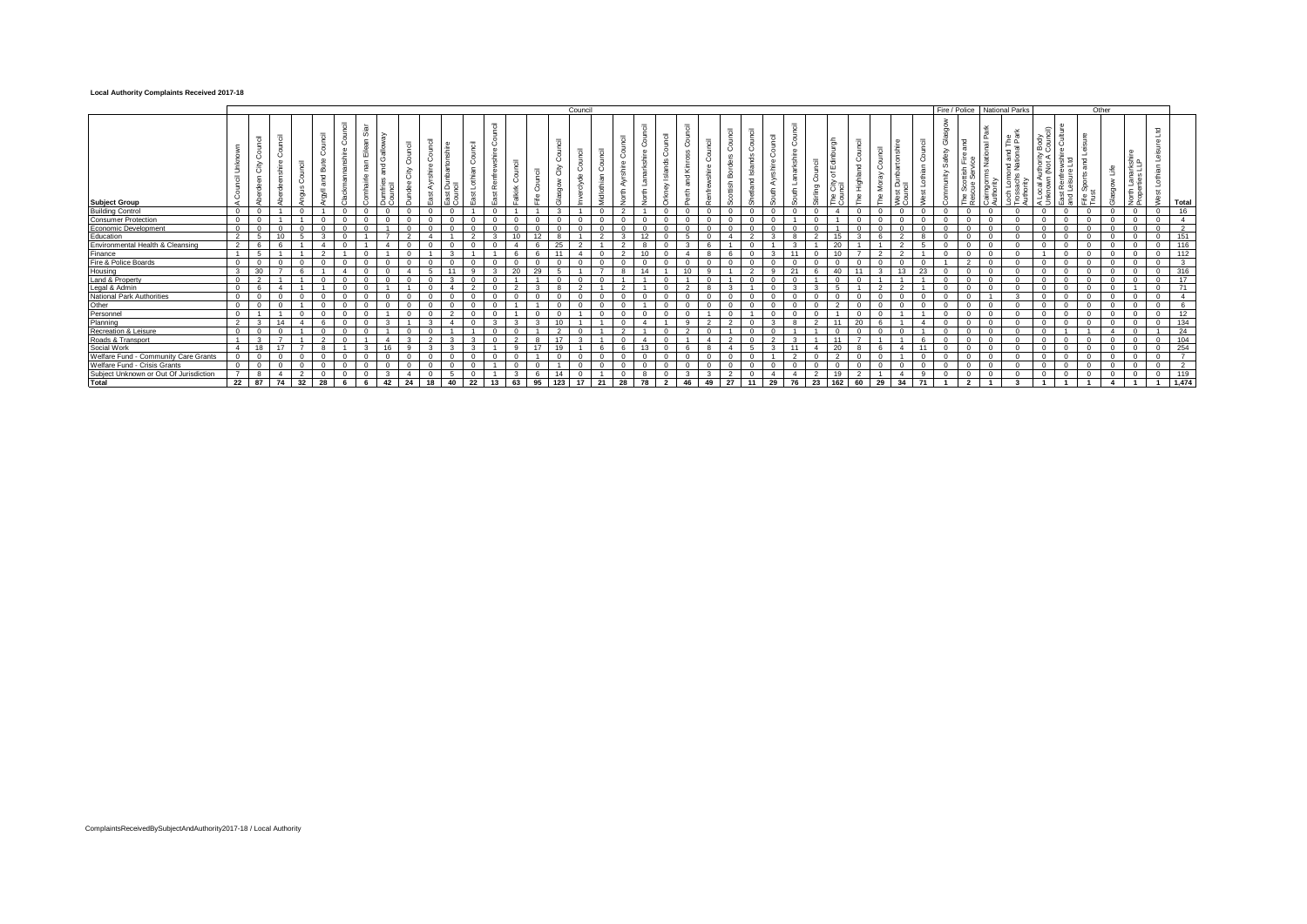**Local Authority Complaints Received 2017-18**

| Subject Group | Council | | | | | | | | | | | | | | | | | | | | | | | | | | | | | | | | | Fire / Police | | National Parks | | Other | | | | | | |
|---|---|---|---|---|---|---|---|---|---|---|---|---|---|---|---|---|---|---|---|---|---|---|---|---|---|---|---|---|---|---|---|---|---|---|---|---|---|---|---|---|---|---|---|
| | A Council Unknown | Aberdeen City Council | Aberdeenshire Council | Angus Council | Argyll and Bute Council | Clackmannanshire Council | Comhairle nan Eilean Siar | Dumfries and Galloway Council | Dundee City Council | East Ayrshire Council | East Dunbartonshire Council | East Lothian Council | East Renfrewshire Council | Falkirk Council | Fife Council | Glasgow City Council | Inverclyde Council | Midlothian Council | North Ayrshire Council | North Lanarkshire Council | Orkney Islands Council | Perth and Kinross Council | Renfrewshire Council | Scottish Borders Council | Shetland Islands Council | South Ayrshire Council | South Lanarkshire Council | Stirling Council | The City of Edinburgh Council | The Highland Council | The Moray Council | West Dunbartonshire Council | West Lothian Council | Community Safety Glasgow | The Scottish Fire and Rescue Service | Cairngorms National Park Authority | Loch Lomond and The Trossachs National Park Authority | A Local Authority Body Unknown (Not A Council) | East Renfrewshire Culture and Leisure Ltd | Fife Sports and Leisure Trust | Glasgow Life | North Lanarkshire Properties LLP | West Lothian Leisure Ltd | Total |
| Building Control | 0 | 0 | 1 | 0 | 1 | 0 | 0 | 0 | 0 | 0 | 0 | 1 | 0 | 1 | 1 | 3 | 1 | 0 | 2 | 1 | 0 | 0 | 0 | 0 | 0 | 0 | 0 | 0 | 4 | 0 | 0 | 0 | 0 | 0 | 0 | 0 | 0 | 0 | 0 | 0 | 0 | 0 | 0 | 16 |
| Consumer Protection | 0 | 0 | 1 | 1 | 0 | 0 | 0 | 0 | 0 | 0 | 0 | 0 | 0 | 0 | 0 | 0 | 0 | 0 | 0 | 0 | 0 | 0 | 0 | 0 | 0 | 0 | 1 | 0 | 1 | 0 | 0 | 0 | 0 | 0 | 0 | 0 | 0 | 0 | 0 | 0 | 0 | 0 | 0 | 4 |
| Economic Development | 0 | 0 | 0 | 0 | 0 | 0 | 0 | 1 | 0 | 0 | 0 | 0 | 0 | 0 | 0 | 0 | 0 | 0 | 0 | 0 | 0 | 0 | 0 | 0 | 0 | 0 | 0 | 0 | 1 | 0 | 0 | 0 | 0 | 0 | 0 | 0 | 0 | 0 | 0 | 0 | 0 | 0 | 0 | 2 |
| Education | 2 | 5 | 10 | 5 | 3 | 0 | 1 | 7 | 2 | 4 | 1 | 2 | 3 | 10 | 12 | 8 | 1 | 2 | 3 | 12 | 0 | 5 | 0 | 4 | 2 | 3 | 8 | 2 | 15 | 3 | 6 | 2 | 8 | 0 | 0 | 0 | 0 | 0 | 0 | 0 | 0 | 0 | 0 | 151 |
| Environmental Health & Cleansing | 2 | 6 | 6 | 1 | 4 | 0 | 1 | 4 | 0 | 0 | 0 | 0 | 0 | 4 | 6 | 25 | 2 | 1 | 2 | 8 | 0 | 3 | 6 | 1 | 0 | 1 | 3 | 1 | 20 | 1 | 1 | 2 | 5 | 0 | 0 | 0 | 0 | 0 | 0 | 0 | 0 | 0 | 0 | 116 |
| Finance | 1 | 5 | 1 | 1 | 2 | 1 | 0 | 1 | 0 | 1 | 3 | 1 | 1 | 6 | 6 | 11 | 4 | 0 | 2 | 10 | 0 | 4 | 8 | 6 | 0 | 3 | 11 | 0 | 10 | 7 | 2 | 2 | 1 | 0 | 0 | 0 | 0 | 1 | 0 | 0 | 0 | 0 | 0 | 112 |
| Fire & Police Boards | 0 | 0 | 0 | 0 | 0 | 0 | 0 | 0 | 0 | 0 | 0 | 0 | 0 | 0 | 0 | 0 | 0 | 0 | 0 | 0 | 0 | 0 | 0 | 0 | 0 | 0 | 0 | 0 | 0 | 0 | 0 | 0 | 0 | 1 | 2 | 0 | 0 | 0 | 0 | 0 | 0 | 0 | 0 | 3 |
| Housing | 3 | 30 | 7 | 6 | 1 | 4 | 0 | 0 | 4 | 5 | 11 | 9 | 3 | 20 | 29 | 5 | 1 | 7 | 8 | 14 | 1 | 10 | 9 | 1 | 2 | 9 | 21 | 6 | 40 | 11 | 3 | 13 | 23 | 0 | 0 | 0 | 0 | 0 | 0 | 0 | 0 | 0 | 0 | 316 |
| Land & Property | 0 | 2 | 1 | 1 | 0 | 0 | 0 | 0 | 0 | 0 | 3 | 0 | 0 | 1 | 1 | 0 | 0 | 0 | 1 | 1 | 0 | 1 | 0 | 1 | 0 | 0 | 0 | 1 | 0 | 0 | 1 | 1 | 1 | 0 | 0 | 0 | 0 | 0 | 0 | 0 | 0 | 0 | 0 | 17 |
| Legal & Admin | 0 | 6 | 4 | 1 | 1 | 0 | 0 | 1 | 1 | 0 | 4 | 2 | 0 | 2 | 3 | 8 | 2 | 1 | 2 | 1 | 0 | 2 | 8 | 3 | 1 | 0 | 3 | 3 | 5 | 1 | 2 | 2 | 1 | 0 | 0 | 0 | 0 | 0 | 0 | 0 | 0 | 1 | 0 | 71 |
| National Park Authorities | 0 | 0 | 0 | 0 | 0 | 0 | 0 | 0 | 0 | 0 | 0 | 0 | 0 | 0 | 0 | 0 | 0 | 0 | 0 | 0 | 0 | 0 | 0 | 0 | 0 | 0 | 0 | 0 | 0 | 0 | 0 | 0 | 0 | 0 | 0 | 1 | 3 | 0 | 0 | 0 | 0 | 0 | 0 | 4 |
| Other | 0 | 0 | 0 | 1 | 0 | 0 | 0 | 0 | 0 | 0 | 0 | 0 | 0 | 1 | 1 | 0 | 0 | 0 | 0 | 1 | 0 | 0 | 0 | 0 | 0 | 0 | 0 | 0 | 2 | 0 | 0 | 0 | 0 | 0 | 0 | 0 | 0 | 0 | 0 | 0 | 0 | 0 | 0 | 6 |
| Personnel | 0 | 1 | 1 | 0 | 0 | 0 | 0 | 1 | 0 | 0 | 2 | 0 | 0 | 1 | 0 | 0 | 1 | 0 | 0 | 0 | 0 | 0 | 1 | 0 | 1 | 0 | 0 | 0 | 1 | 0 | 0 | 1 | 1 | 0 | 0 | 0 | 0 | 0 | 0 | 0 | 0 | 0 | 0 | 12 |
| Planning | 2 | 3 | 14 | 4 | 6 | 0 | 0 | 3 | 1 | 3 | 4 | 0 | 3 | 3 | 3 | 10 | 1 | 1 | 0 | 4 | 1 | 9 | 2 | 2 | 0 | 3 | 8 | 2 | 11 | 20 | 6 | 1 | 4 | 0 | 0 | 0 | 0 | 0 | 0 | 0 | 0 | 0 | 0 | 134 |
| Recreation & Leisure | 0 | 0 | 0 | 1 | 0 | 0 | 0 | 1 | 0 | 0 | 1 | 1 | 0 | 0 | 1 | 2 | 0 | 1 | 2 | 1 | 0 | 2 | 0 | 1 | 0 | 0 | 1 | 1 | 0 | 0 | 0 | 0 | 1 | 0 | 0 | 0 | 0 | 0 | 1 | 1 | 4 | 0 | 1 | 24 |
| Roads & Transport | 1 | 3 | 7 | 1 | 2 | 0 | 1 | 4 | 3 | 2 | 3 | 3 | 0 | 2 | 8 | 17 | 3 | 1 | 0 | 4 | 0 | 1 | 4 | 2 | 0 | 2 | 3 | 1 | 11 | 7 | 1 | 1 | 6 | 0 | 0 | 0 | 0 | 0 | 0 | 0 | 0 | 0 | 0 | 104 |
| Social Work | 4 | 18 | 17 | 7 | 8 | 1 | 3 | 16 | 9 | 3 | 3 | 3 | 1 | 9 | 17 | 19 | 1 | 6 | 6 | 13 | 0 | 6 | 8 | 4 | 5 | 3 | 11 | 4 | 20 | 8 | 6 | 4 | 11 | 0 | 0 | 0 | 0 | 0 | 0 | 0 | 0 | 0 | 0 | 254 |
| Welfare Fund - Community Care Grants | 0 | 0 | 0 | 0 | 0 | 0 | 0 | 0 | 0 | 0 | 0 | 0 | 0 | 0 | 1 | 0 | 0 | 0 | 0 | 0 | 0 | 0 | 0 | 0 | 0 | 1 | 2 | 0 | 2 | 0 | 0 | 1 | 0 | 0 | 0 | 0 | 0 | 0 | 0 | 0 | 0 | 0 | 0 | 7 |
| Welfare Fund - Crisis Grants | 0 | 0 | 0 | 0 | 0 | 0 | 0 | 0 | 0 | 0 | 0 | 0 | 1 | 0 | 0 | 1 | 0 | 0 | 0 | 0 | 0 | 0 | 0 | 0 | 0 | 0 | 0 | 0 | 0 | 0 | 0 | 0 | 0 | 0 | 0 | 0 | 0 | 0 | 0 | 0 | 0 | 0 | 0 | 2 |
| Subject Unknown or Out Of Jurisdiction | 7 | 8 | 4 | 2 | 0 | 0 | 0 | 3 | 4 | 0 | 5 | 0 | 1 | 3 | 6 | 14 | 0 | 1 | 0 | 8 | 0 | 3 | 3 | 2 | 0 | 4 | 4 | 2 | 19 | 2 | 1 | 4 | 9 | 0 | 0 | 0 | 0 | 0 | 0 | 0 | 0 | 0 | 0 | 119 |
| **Total** | **22** | **87** | **74** | **32** | **28** | **6** | **6** | **42** | **24** | **18** | **40** | **22** | **13** | **63** | **95** | **123** | **17** | **21** | **28** | **78** | **2** | **46** | **49** | **27** | **11** | **29** | **76** | **23** | **162** | **60** | **29** | **34** | **71** | **1** | **2** | **1** | **3** | **1** | **1** | **1** | **4** | **1** | **1** | **1,474** |

ComplaintsReceivedBySubjectAndAuthority2017-18 / Local Authority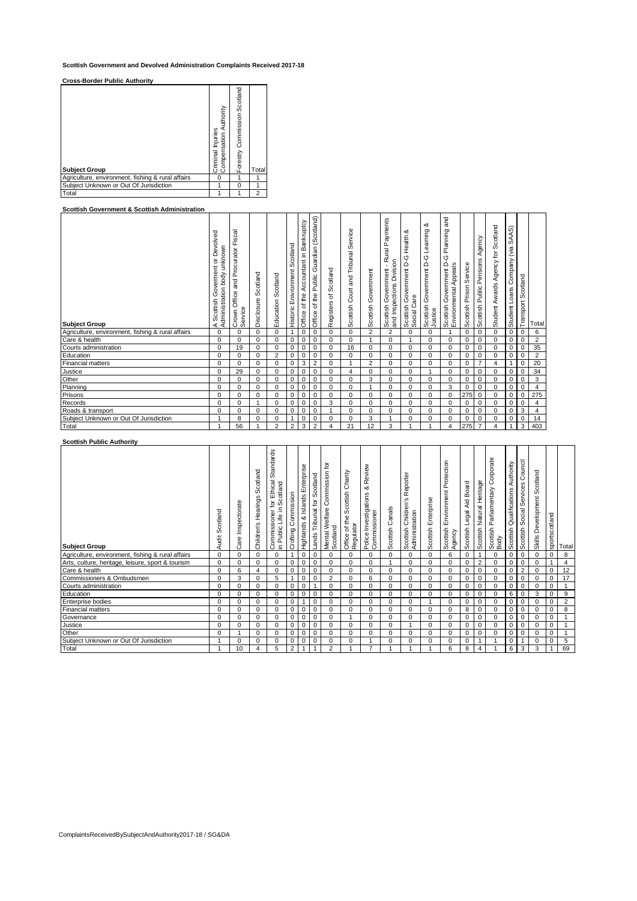# Scottish Government and Devolved Administration Complaints Received 2017-18

## Cross-Border Public Authority

| Subject Group | Criminal Injuries Compensation Authority | Forestry Commission Scotland | Total |
|---|---|---|---|
| Agriculture, environment, fishing & rural affairs | 0 | 1 | 1 |
| Subject Unknown or Out Of Jurisdiction | 1 | 0 | 1 |
| Total | 1 | 1 | 2 |

## Scottish Government & Scottish Administration

| Subject Group | A Scottish Government or Devolved Administration body unknown | Crown Office and Procurator Fiscal Service | Disclosure Scotland | Education Scotland | Historic Environment Scotland | Office of the Accountant in Bankruptcy | Office of the Public Guardian (Scotland) | Registers of Scotland | Scottish Court and Tribunal Service | Scottish Government | Scottish Government - Rural Payments and Inspections Division | Scottish Government D-G Health & Social Care | Scottish Government D-G Learning & Justice | Scottish Government D-G Planning and Environmental Appeals | Scottish Prison Service | Scottish Public Pensions Agency | Student Awards Agency for Scotland | Student Loans Company (via SAAS) | Transport Scotland | Total |
|---|---|---|---|---|---|---|---|---|---|---|---|---|---|---|---|---|---|---|---|---|
| Agriculture, environment, fishing & rural affairs | 0 | 0 | 0 | 0 | 1 | 0 | 0 | 0 | 0 | 2 | 2 | 0 | 0 | 1 | 0 | 0 | 0 | 0 | 0 | 6 |
| Care & health | 0 | 0 | 0 | 0 | 0 | 0 | 0 | 0 | 0 | 1 | 0 | 1 | 0 | 0 | 0 | 0 | 0 | 0 | 0 | 2 |
| Courts administration | 0 | 19 | 0 | 0 | 0 | 0 | 0 | 0 | 16 | 0 | 0 | 0 | 0 | 0 | 0 | 0 | 0 | 0 | 0 | 35 |
| Education | 0 | 0 | 0 | 2 | 0 | 0 | 0 | 0 | 0 | 0 | 0 | 0 | 0 | 0 | 0 | 0 | 0 | 0 | 0 | 2 |
| Financial matters | 0 | 0 | 0 | 0 | 0 | 3 | 2 | 0 | 1 | 2 | 0 | 0 | 0 | 0 | 0 | 7 | 4 | 1 | 0 | 20 |
| Justice | 0 | 29 | 0 | 0 | 0 | 0 | 0 | 0 | 4 | 0 | 0 | 0 | 1 | 0 | 0 | 0 | 0 | 0 | 0 | 34 |
| Other | 0 | 0 | 0 | 0 | 0 | 0 | 0 | 0 | 0 | 3 | 0 | 0 | 0 | 0 | 0 | 0 | 0 | 0 | 0 | 3 |
| Planning | 0 | 0 | 0 | 0 | 0 | 0 | 0 | 0 | 0 | 1 | 0 | 0 | 0 | 3 | 0 | 0 | 0 | 0 | 0 | 4 |
| Prisons | 0 | 0 | 0 | 0 | 0 | 0 | 0 | 0 | 0 | 0 | 0 | 0 | 0 | 0 | 275 | 0 | 0 | 0 | 0 | 275 |
| Records | 0 | 0 | 1 | 0 | 0 | 0 | 0 | 3 | 0 | 0 | 0 | 0 | 0 | 0 | 0 | 0 | 0 | 0 | 0 | 4 |
| Roads & transport | 0 | 0 | 0 | 0 | 0 | 0 | 0 | 1 | 0 | 0 | 0 | 0 | 0 | 0 | 0 | 0 | 0 | 0 | 3 | 4 |
| Subject Unknown or Out Of Jurisdiction | 1 | 8 | 0 | 0 | 1 | 0 | 0 | 0 | 0 | 3 | 1 | 0 | 0 | 0 | 0 | 0 | 0 | 0 | 0 | 14 |
| Total | 1 | 56 | 1 | 2 | 2 | 3 | 2 | 4 | 21 | 12 | 3 | 1 | 1 | 4 | 275 | 7 | 4 | 1 | 3 | 403 |

## Scottish Public Authority

| Subject Group | Audit Scotland | Care Inspectorate | Children's Hearings Scotland | Commissioner for Ethical Standards in Public Life in Scotland | Crofting Commission | Highlands & Islands Enterprise | Lands Tribunal for Scotland | Mental Welfare Commission for Scotland | Office of the Scottish Charity Regulator | Police Investigations & Review Commissioner | Scottish Canals | Scottish Children's Reporter Administration | Scottish Enterprise | Scottish Environment Protection Agency | Scottish Legal Aid Board | Scottish Natural Heritage | Scottish Parliamentary Corporate Body | Scottish Qualifications Authority | Scottish Social Services Council | Skills Development Scotland | sportscotland | Total |
|---|---|---|---|---|---|---|---|---|---|---|---|---|---|---|---|---|---|---|---|---|---|---|
| Agriculture, environment, fishing & rural affairs | 0 | 0 | 0 | 0 | 1 | 0 | 0 | 0 | 0 | 0 | 0 | 0 | 0 | 6 | 0 | 1 | 0 | 0 | 0 | 0 | 0 | 8 |
| Arts, culture, heritage, leisure, sport & tourism | 0 | 0 | 0 | 0 | 0 | 0 | 0 | 0 | 0 | 0 | 1 | 0 | 0 | 0 | 0 | 2 | 0 | 0 | 0 | 0 | 1 | 4 |
| Care & health | 0 | 6 | 4 | 0 | 0 | 0 | 0 | 0 | 0 | 0 | 0 | 0 | 0 | 0 | 0 | 0 | 0 | 0 | 2 | 0 | 0 | 12 |
| Commissioners & Ombudsmen | 0 | 3 | 0 | 5 | 1 | 0 | 0 | 2 | 0 | 6 | 0 | 0 | 0 | 0 | 0 | 0 | 0 | 0 | 0 | 0 | 0 | 17 |
| Courts administration | 0 | 0 | 0 | 0 | 0 | 0 | 1 | 0 | 0 | 0 | 0 | 0 | 0 | 0 | 0 | 0 | 0 | 0 | 0 | 0 | 0 | 1 |
| Education | 0 | 0 | 0 | 0 | 0 | 0 | 0 | 0 | 0 | 0 | 0 | 0 | 0 | 0 | 0 | 0 | 0 | 6 | 0 | 3 | 0 | 9 |
| Enterprise bodies | 0 | 0 | 0 | 0 | 0 | 1 | 0 | 0 | 0 | 0 | 0 | 0 | 1 | 0 | 0 | 0 | 0 | 0 | 0 | 0 | 0 | 2 |
| Financial matters | 0 | 0 | 0 | 0 | 0 | 0 | 0 | 0 | 0 | 0 | 0 | 0 | 0 | 0 | 8 | 0 | 0 | 0 | 0 | 0 | 0 | 8 |
| Governance | 0 | 0 | 0 | 0 | 0 | 0 | 0 | 0 | 1 | 0 | 0 | 0 | 0 | 0 | 0 | 0 | 0 | 0 | 0 | 0 | 0 | 1 |
| Justice | 0 | 0 | 0 | 0 | 0 | 0 | 0 | 0 | 0 | 0 | 0 | 1 | 0 | 0 | 0 | 0 | 0 | 0 | 0 | 0 | 0 | 1 |
| Other | 0 | 1 | 0 | 0 | 0 | 0 | 0 | 0 | 0 | 0 | 0 | 0 | 0 | 0 | 0 | 0 | 0 | 0 | 0 | 0 | 0 | 1 |
| Subject Unknown or Out Of Jurisdiction | 1 | 0 | 0 | 0 | 0 | 0 | 0 | 0 | 0 | 1 | 0 | 0 | 0 | 0 | 0 | 1 | 1 | 0 | 1 | 0 | 0 | 5 |
| Total | 1 | 10 | 4 | 5 | 2 | 1 | 1 | 2 | 1 | 7 | 1 | 1 | 1 | 6 | 8 | 4 | 1 | 6 | 3 | 3 | 1 | 69 |

ComplaintsReceivedBySubjectAndAuthority2017-18 / SG&DA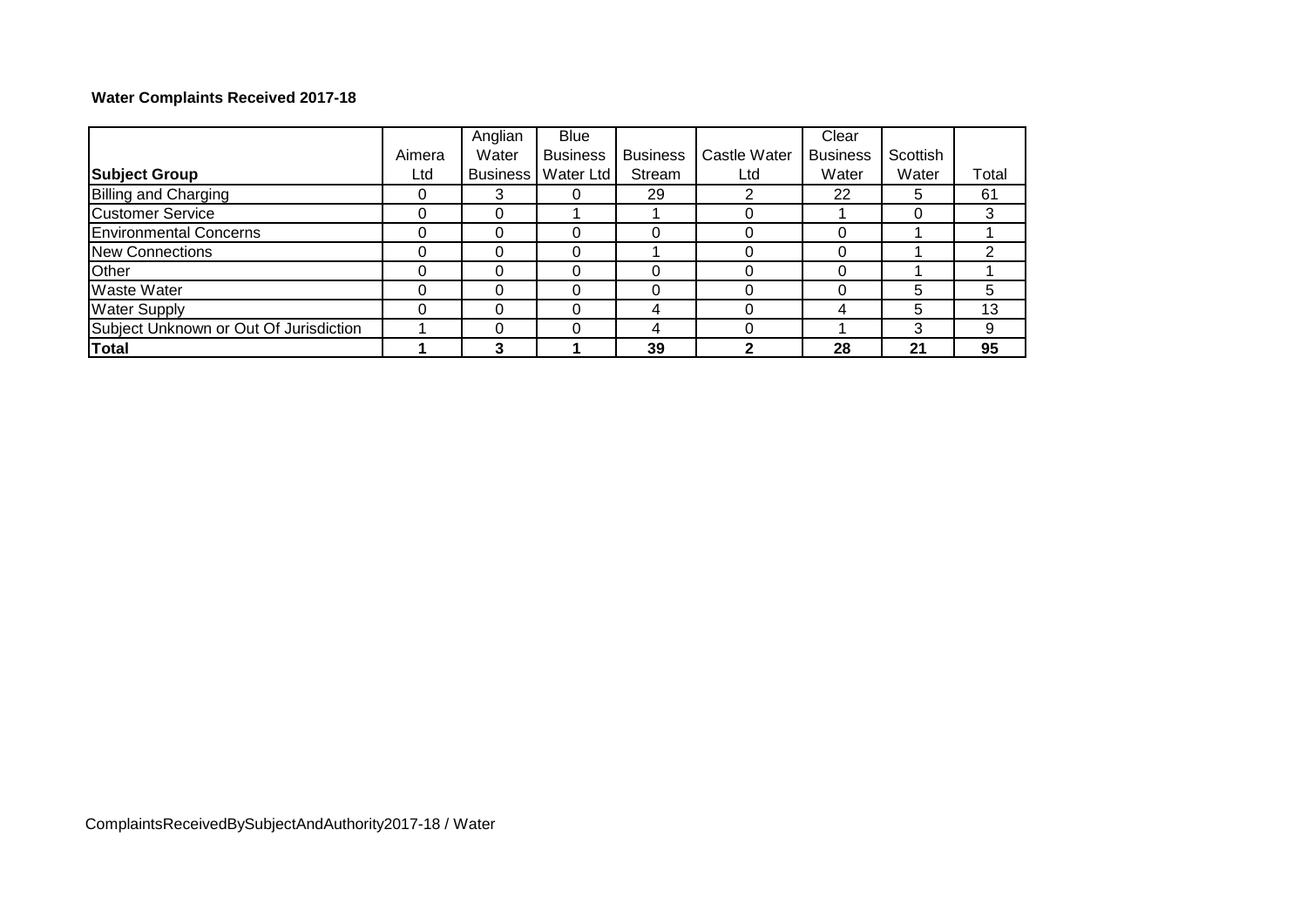**Water Complaints Received 2017-18**

| Subject Group | Aimera Ltd | Anglian Water Business | Blue Business Water Ltd | Business Stream | Castle Water Ltd | Clear Business Water | Scottish Water | Total |
|---|---|---|---|---|---|---|---|---|
| Billing and Charging | 0 | 3 | 0 | 29 | 2 | 22 | 5 | 61 |
| Customer Service | 0 | 0 | 1 | 1 | 0 | 1 | 0 | 3 |
| Environmental Concerns | 0 | 0 | 0 | 0 | 0 | 0 | 1 | 1 |
| New Connections | 0 | 0 | 0 | 1 | 0 | 0 | 1 | 2 |
| Other | 0 | 0 | 0 | 0 | 0 | 0 | 1 | 1 |
| Waste Water | 0 | 0 | 0 | 0 | 0 | 0 | 5 | 5 |
| Water Supply | 0 | 0 | 0 | 4 | 0 | 4 | 5 | 13 |
| Subject Unknown or Out Of Jurisdiction | 1 | 0 | 0 | 4 | 0 | 1 | 3 | 9 |
| **Total** | **1** | **3** | **1** | **39** | **2** | **28** | **21** | **95** |

ComplaintsReceivedBySubjectAndAuthority2017-18 / Water